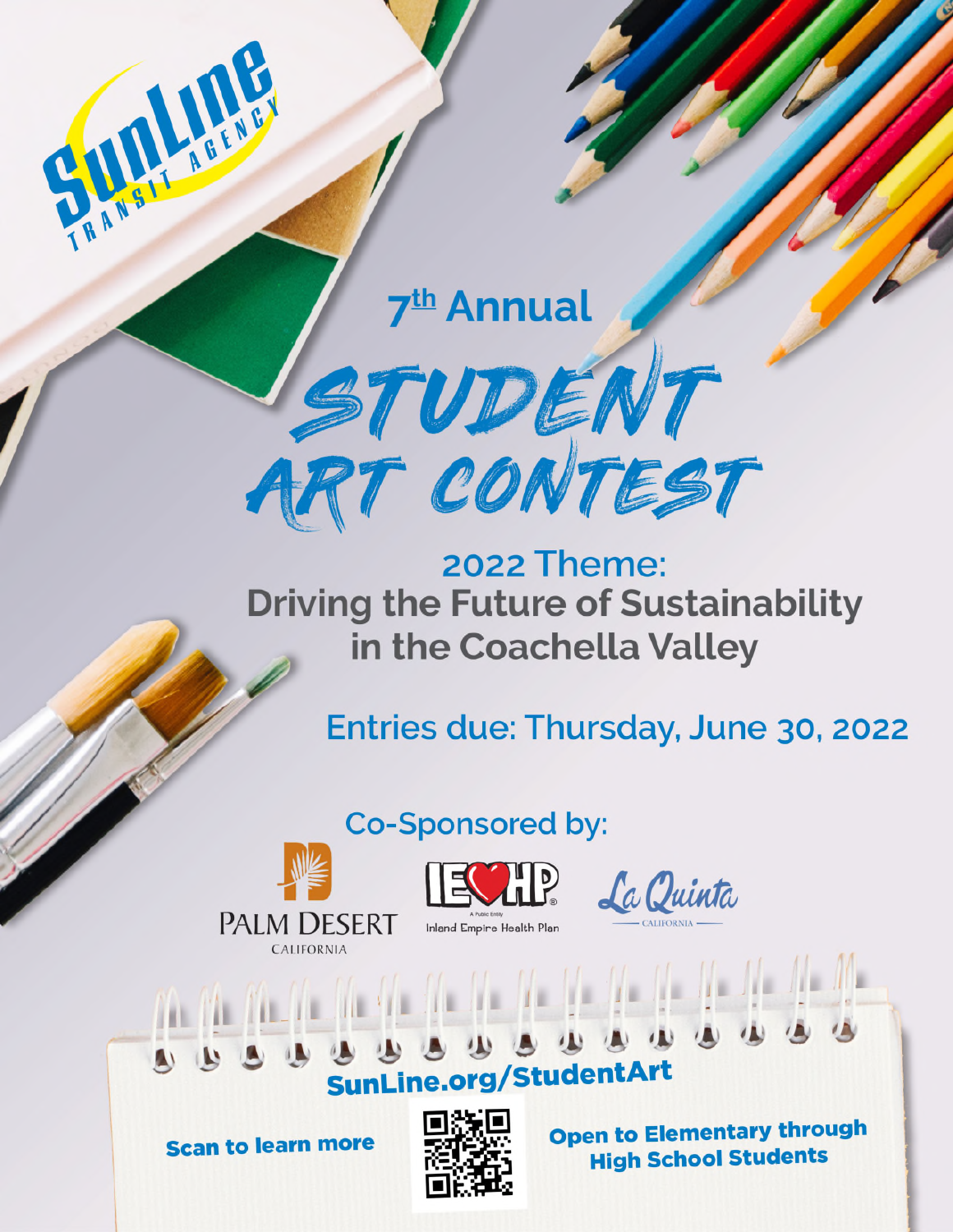SunLine Transit Agency

# 7th Annual

# STUDENT ART CONTEST

## 2022 Theme:
## Driving the Future of Sustainability in the Coachella Valley

**Entries due: Thursday, June 30, 2022**

Co-Sponsored by:

Palm Desert California

IEHP A Public Entity Inland Empire Health Plan

La Quinta California

**SunLine.org/StudentArt**

**Scan to learn more**

**Open to Elementary through High School Students**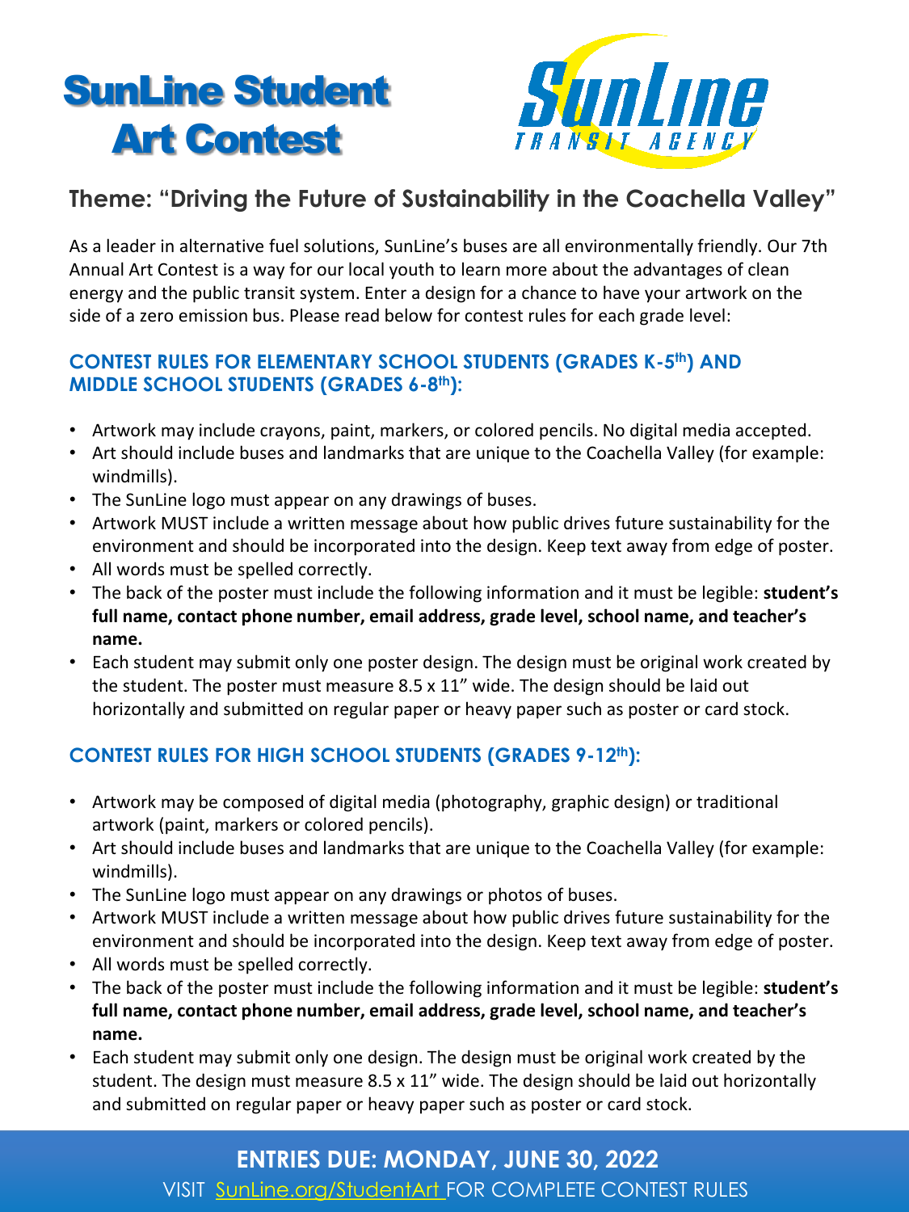# SunLine Student Art Contest

SunLine TRANSIT AGENCY

## Theme: "Driving the Future of Sustainability in the Coachella Valley"

As a leader in alternative fuel solutions, SunLine's buses are all environmentally friendly. Our 7th Annual Art Contest is a way for our local youth to learn more about the advantages of clean energy and the public transit system. Enter a design for a chance to have your artwork on the side of a zero emission bus. Please read below for contest rules for each grade level:

### CONTEST RULES FOR ELEMENTARY SCHOOL STUDENTS (GRADES K-5th) AND MIDDLE SCHOOL STUDENTS (GRADES 6-8th):

- Artwork may include crayons, paint, markers, or colored pencils. No digital media accepted.
- Art should include buses and landmarks that are unique to the Coachella Valley (for example: windmills).
- The SunLine logo must appear on any drawings of buses.
- Artwork MUST include a written message about how public drives future sustainability for the environment and should be incorporated into the design. Keep text away from edge of poster.
- All words must be spelled correctly.
- The back of the poster must include the following information and it must be legible: **student's full name, contact phone number, email address, grade level, school name, and teacher's name.**
- Each student may submit only one poster design. The design must be original work created by the student. The poster must measure 8.5 x 11" wide. The design should be laid out horizontally and submitted on regular paper or heavy paper such as poster or card stock.

### CONTEST RULES FOR HIGH SCHOOL STUDENTS (GRADES 9-12th):

- Artwork may be composed of digital media (photography, graphic design) or traditional artwork (paint, markers or colored pencils).
- Art should include buses and landmarks that are unique to the Coachella Valley (for example: windmills).
- The SunLine logo must appear on any drawings or photos of buses.
- Artwork MUST include a written message about how public drives future sustainability for the environment and should be incorporated into the design. Keep text away from edge of poster.
- All words must be spelled correctly.
- The back of the poster must include the following information and it must be legible: **student's full name, contact phone number, email address, grade level, school name, and teacher's name.**
- Each student may submit only one design. The design must be original work created by the student. The design must measure 8.5 x 11" wide. The design should be laid out horizontally and submitted on regular paper or heavy paper such as poster or card stock.

**ENTRIES DUE: MONDAY, JUNE 30, 2022**

VISIT SunLine.org/StudentArt FOR COMPLETE CONTEST RULES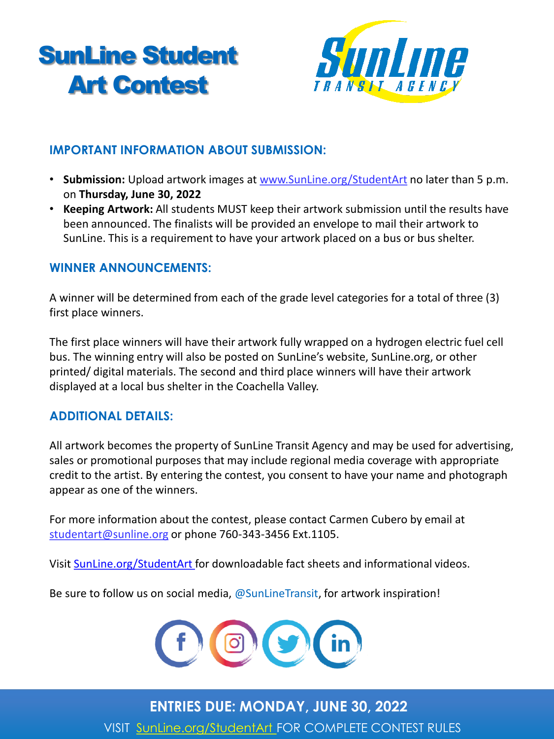# SunLine Student Art Contest

SunLine
TRANSIT AGENCY

## IMPORTANT INFORMATION ABOUT SUBMISSION:

- **Submission:** Upload artwork images at www.SunLine.org/StudentArt no later than 5 p.m. on **Thursday, June 30, 2022**
- **Keeping Artwork:** All students MUST keep their artwork submission until the results have been announced. The finalists will be provided an envelope to mail their artwork to SunLine. This is a requirement to have your artwork placed on a bus or bus shelter.

## WINNER ANNOUNCEMENTS:

A winner will be determined from each of the grade level categories for a total of three (3) first place winners.

The first place winners will have their artwork fully wrapped on a hydrogen electric fuel cell bus. The winning entry will also be posted on SunLine's website, SunLine.org, or other printed/ digital materials. The second and third place winners will have their artwork displayed at a local bus shelter in the Coachella Valley.

## ADDITIONAL DETAILS:

All artwork becomes the property of SunLine Transit Agency and may be used for advertising, sales or promotional purposes that may include regional media coverage with appropriate credit to the artist. By entering the contest, you consent to have your name and photograph appear as one of the winners.

For more information about the contest, please contact Carmen Cubero by email at studentart@sunline.org or phone 760-343-3456 Ext.1105.

Visit SunLine.org/StudentArt for downloadable fact sheets and informational videos.

Be sure to follow us on social media, @SunLineTransit, for artwork inspiration!

**ENTRIES DUE: MONDAY, JUNE 30, 2022**

VISIT SunLine.org/StudentArt FOR COMPLETE CONTEST RULES